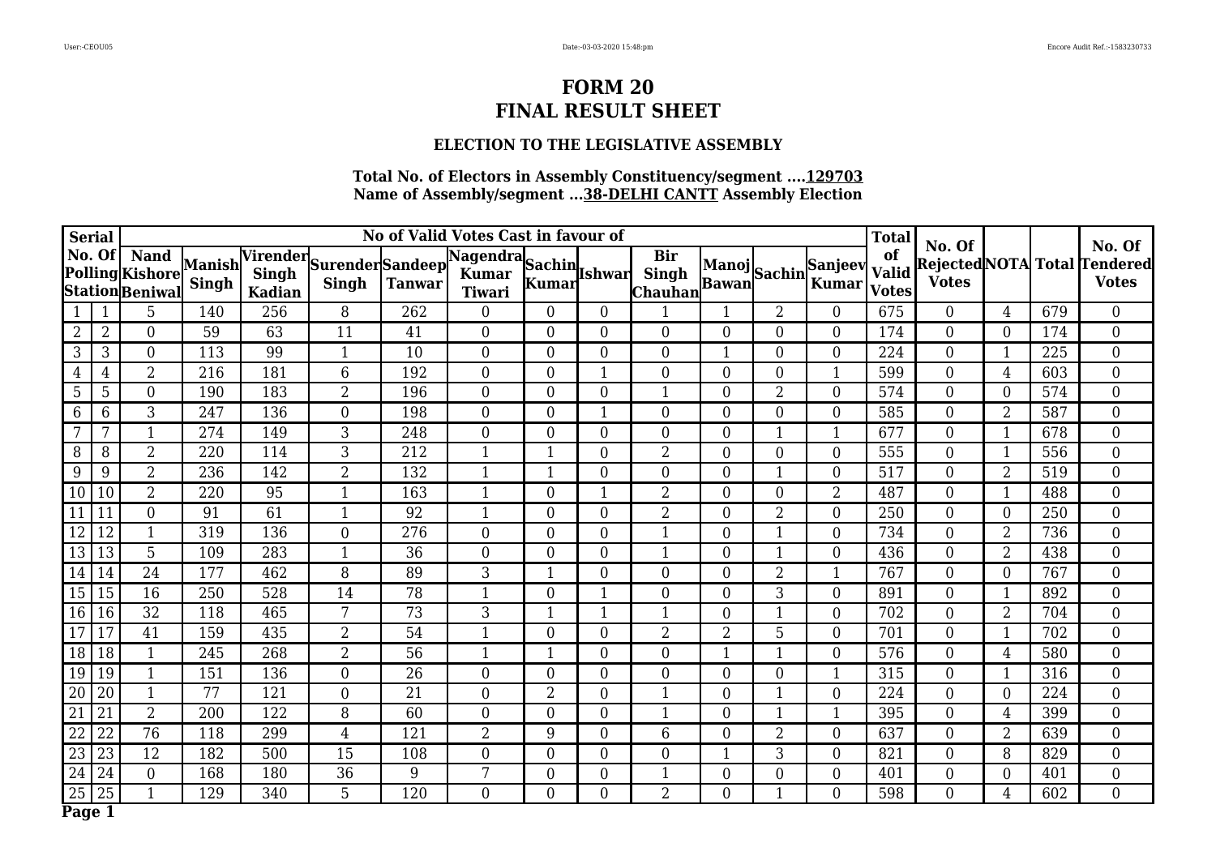# FORM 20
# FINAL RESULT SHEET

### ELECTION TO THE LEGISLATIVE ASSEMBLY

**Total No. of Electors in Assembly Constituency/segment ....129703**
**Name of Assembly/segment ...38-DELHI CANTT Assembly Election**

| Serial | No. Of Polling Station | No of Valid Votes Cast in favour of | | | | | | | | | | | | Total of Valid Votes | No. Of Rejected Votes | NOTA | Total | No. Of Tendered Votes |
|---|---|---|---|---|---|---|---|---|---|---|---|---|---|---|---|---|---|---|
| | | Nand Kishore Beniwal | Manish Singh | Virender Singh Kadian | Surender Singh | Sandeep Tanwar | Nagendra Kumar Tiwari | Sachin Kumar | Ishwar | Bir Singh Chauhan | Manoj Bawan | Sachin | Sanjeev Kumar | | | | | |
| 1 | 1 | 5 | 140 | 256 | 8 | 262 | 0 | 0 | 0 | 1 | 1 | 2 | 0 | 675 | 0 | 4 | 679 | 0 |
| 2 | 2 | 0 | 59 | 63 | 11 | 41 | 0 | 0 | 0 | 0 | 0 | 0 | 0 | 174 | 0 | 0 | 174 | 0 |
| 3 | 3 | 0 | 113 | 99 | 1 | 10 | 0 | 0 | 0 | 0 | 1 | 0 | 0 | 224 | 0 | 1 | 225 | 0 |
| 4 | 4 | 2 | 216 | 181 | 6 | 192 | 0 | 0 | 1 | 0 | 0 | 0 | 1 | 599 | 0 | 4 | 603 | 0 |
| 5 | 5 | 0 | 190 | 183 | 2 | 196 | 0 | 0 | 0 | 1 | 0 | 2 | 0 | 574 | 0 | 0 | 574 | 0 |
| 6 | 6 | 3 | 247 | 136 | 0 | 198 | 0 | 0 | 1 | 0 | 0 | 0 | 0 | 585 | 0 | 2 | 587 | 0 |
| 7 | 7 | 1 | 274 | 149 | 3 | 248 | 0 | 0 | 0 | 0 | 0 | 1 | 1 | 677 | 0 | 1 | 678 | 0 |
| 8 | 8 | 2 | 220 | 114 | 3 | 212 | 1 | 1 | 0 | 2 | 0 | 0 | 0 | 555 | 0 | 1 | 556 | 0 |
| 9 | 9 | 2 | 236 | 142 | 2 | 132 | 1 | 1 | 0 | 0 | 0 | 1 | 0 | 517 | 0 | 2 | 519 | 0 |
| 10 | 10 | 2 | 220 | 95 | 1 | 163 | 1 | 0 | 1 | 2 | 0 | 0 | 2 | 487 | 0 | 1 | 488 | 0 |
| 11 | 11 | 0 | 91 | 61 | 1 | 92 | 1 | 0 | 0 | 2 | 0 | 2 | 0 | 250 | 0 | 0 | 250 | 0 |
| 12 | 12 | 1 | 319 | 136 | 0 | 276 | 0 | 0 | 0 | 1 | 0 | 1 | 0 | 734 | 0 | 2 | 736 | 0 |
| 13 | 13 | 5 | 109 | 283 | 1 | 36 | 0 | 0 | 0 | 1 | 0 | 1 | 0 | 436 | 0 | 2 | 438 | 0 |
| 14 | 14 | 24 | 177 | 462 | 8 | 89 | 3 | 1 | 0 | 0 | 0 | 2 | 1 | 767 | 0 | 0 | 767 | 0 |
| 15 | 15 | 16 | 250 | 528 | 14 | 78 | 1 | 0 | 1 | 0 | 0 | 3 | 0 | 891 | 0 | 1 | 892 | 0 |
| 16 | 16 | 32 | 118 | 465 | 7 | 73 | 3 | 1 | 1 | 1 | 0 | 1 | 0 | 702 | 0 | 2 | 704 | 0 |
| 17 | 17 | 41 | 159 | 435 | 2 | 54 | 1 | 0 | 0 | 2 | 2 | 5 | 0 | 701 | 0 | 1 | 702 | 0 |
| 18 | 18 | 1 | 245 | 268 | 2 | 56 | 1 | 1 | 0 | 0 | 1 | 1 | 0 | 576 | 0 | 4 | 580 | 0 |
| 19 | 19 | 1 | 151 | 136 | 0 | 26 | 0 | 0 | 0 | 0 | 0 | 0 | 1 | 315 | 0 | 1 | 316 | 0 |
| 20 | 20 | 1 | 77 | 121 | 0 | 21 | 0 | 2 | 0 | 1 | 0 | 1 | 0 | 224 | 0 | 0 | 224 | 0 |
| 21 | 21 | 2 | 200 | 122 | 8 | 60 | 0 | 0 | 0 | 1 | 0 | 1 | 1 | 395 | 0 | 4 | 399 | 0 |
| 22 | 22 | 76 | 118 | 299 | 4 | 121 | 2 | 9 | 0 | 6 | 0 | 2 | 0 | 637 | 0 | 2 | 639 | 0 |
| 23 | 23 | 12 | 182 | 500 | 15 | 108 | 0 | 0 | 0 | 0 | 1 | 3 | 0 | 821 | 0 | 8 | 829 | 0 |
| 24 | 24 | 0 | 168 | 180 | 36 | 9 | 7 | 0 | 0 | 1 | 0 | 0 | 0 | 401 | 0 | 0 | 401 | 0 |
| 25 | 25 | 1 | 129 | 340 | 5 | 120 | 0 | 0 | 0 | 2 | 0 | 1 | 0 | 598 | 0 | 4 | 602 | 0 |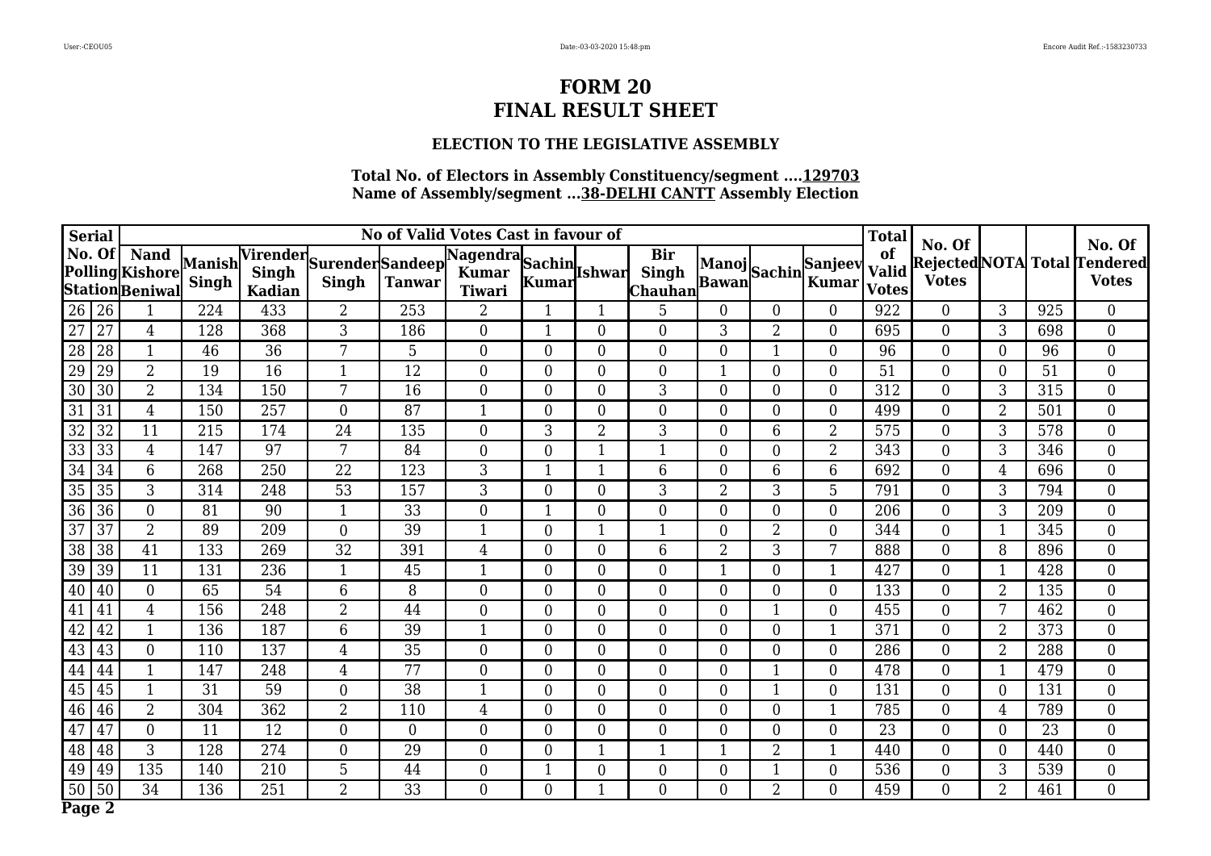# FORM 20
# FINAL RESULT SHEET

### ELECTION TO THE LEGISLATIVE ASSEMBLY

**Total No. of Electors in Assembly Constituency/segment ....129703**
**Name of Assembly/segment ...38-DELHI CANTT Assembly Election**

| Serial | No. Of Polling Station | No of Valid Votes Cast in favour of | | | | | | | | | | | | Total of Valid Votes | No. Of Rejected Votes | NOTA | Total | No. Of Tendered Votes |
|---|---|---|---|---|---|---|---|---|---|---|---|---|---|---|---|---|---|---|
| | | Nand Kishore Beniwal | Manish Singh | Virender Singh Kadian | Surender Singh | Sandeep Tanwar | Nagendra Kumar Tiwari | Sachin Kumar | Ishwar | Bir Singh Chauhan | Manoj Bawan | Sachin | Sanjeev Kumar | | | | | |
| 26 | 26 | 1 | 224 | 433 | 2 | 253 | 2 | 1 | 1 | 5 | 0 | 0 | 0 | 922 | 0 | 3 | 925 | 0 |
| 27 | 27 | 4 | 128 | 368 | 3 | 186 | 0 | 1 | 0 | 0 | 3 | 2 | 0 | 695 | 0 | 3 | 698 | 0 |
| 28 | 28 | 1 | 46 | 36 | 7 | 5 | 0 | 0 | 0 | 0 | 0 | 1 | 0 | 96 | 0 | 0 | 96 | 0 |
| 29 | 29 | 2 | 19 | 16 | 1 | 12 | 0 | 0 | 0 | 0 | 1 | 0 | 0 | 51 | 0 | 0 | 51 | 0 |
| 30 | 30 | 2 | 134 | 150 | 7 | 16 | 0 | 0 | 0 | 3 | 0 | 0 | 0 | 312 | 0 | 3 | 315 | 0 |
| 31 | 31 | 4 | 150 | 257 | 0 | 87 | 1 | 0 | 0 | 0 | 0 | 0 | 0 | 499 | 0 | 2 | 501 | 0 |
| 32 | 32 | 11 | 215 | 174 | 24 | 135 | 0 | 3 | 2 | 3 | 0 | 6 | 2 | 575 | 0 | 3 | 578 | 0 |
| 33 | 33 | 4 | 147 | 97 | 7 | 84 | 0 | 0 | 1 | 1 | 0 | 0 | 2 | 343 | 0 | 3 | 346 | 0 |
| 34 | 34 | 6 | 268 | 250 | 22 | 123 | 3 | 1 | 1 | 6 | 0 | 6 | 6 | 692 | 0 | 4 | 696 | 0 |
| 35 | 35 | 3 | 314 | 248 | 53 | 157 | 3 | 0 | 0 | 3 | 2 | 3 | 5 | 791 | 0 | 3 | 794 | 0 |
| 36 | 36 | 0 | 81 | 90 | 1 | 33 | 0 | 1 | 0 | 0 | 0 | 0 | 0 | 206 | 0 | 3 | 209 | 0 |
| 37 | 37 | 2 | 89 | 209 | 0 | 39 | 1 | 0 | 1 | 1 | 0 | 2 | 0 | 344 | 0 | 1 | 345 | 0 |
| 38 | 38 | 41 | 133 | 269 | 32 | 391 | 4 | 0 | 0 | 6 | 2 | 3 | 7 | 888 | 0 | 8 | 896 | 0 |
| 39 | 39 | 11 | 131 | 236 | 1 | 45 | 1 | 0 | 0 | 0 | 1 | 0 | 1 | 427 | 0 | 1 | 428 | 0 |
| 40 | 40 | 0 | 65 | 54 | 6 | 8 | 0 | 0 | 0 | 0 | 0 | 0 | 0 | 133 | 0 | 2 | 135 | 0 |
| 41 | 41 | 4 | 156 | 248 | 2 | 44 | 0 | 0 | 0 | 0 | 0 | 1 | 0 | 455 | 0 | 7 | 462 | 0 |
| 42 | 42 | 1 | 136 | 187 | 6 | 39 | 1 | 0 | 0 | 0 | 0 | 0 | 1 | 371 | 0 | 2 | 373 | 0 |
| 43 | 43 | 0 | 110 | 137 | 4 | 35 | 0 | 0 | 0 | 0 | 0 | 0 | 0 | 286 | 0 | 2 | 288 | 0 |
| 44 | 44 | 1 | 147 | 248 | 4 | 77 | 0 | 0 | 0 | 0 | 0 | 1 | 0 | 478 | 0 | 1 | 479 | 0 |
| 45 | 45 | 1 | 31 | 59 | 0 | 38 | 1 | 0 | 0 | 0 | 0 | 1 | 0 | 131 | 0 | 0 | 131 | 0 |
| 46 | 46 | 2 | 304 | 362 | 2 | 110 | 4 | 0 | 0 | 0 | 0 | 0 | 1 | 785 | 0 | 4 | 789 | 0 |
| 47 | 47 | 0 | 11 | 12 | 0 | 0 | 0 | 0 | 0 | 0 | 0 | 0 | 0 | 23 | 0 | 0 | 23 | 0 |
| 48 | 48 | 3 | 128 | 274 | 0 | 29 | 0 | 0 | 1 | 1 | 1 | 2 | 1 | 440 | 0 | 0 | 440 | 0 |
| 49 | 49 | 135 | 140 | 210 | 5 | 44 | 0 | 1 | 0 | 0 | 0 | 1 | 0 | 536 | 0 | 3 | 539 | 0 |
| 50 | 50 | 34 | 136 | 251 | 2 | 33 | 0 | 0 | 1 | 0 | 0 | 2 | 0 | 459 | 0 | 2 | 461 | 0 |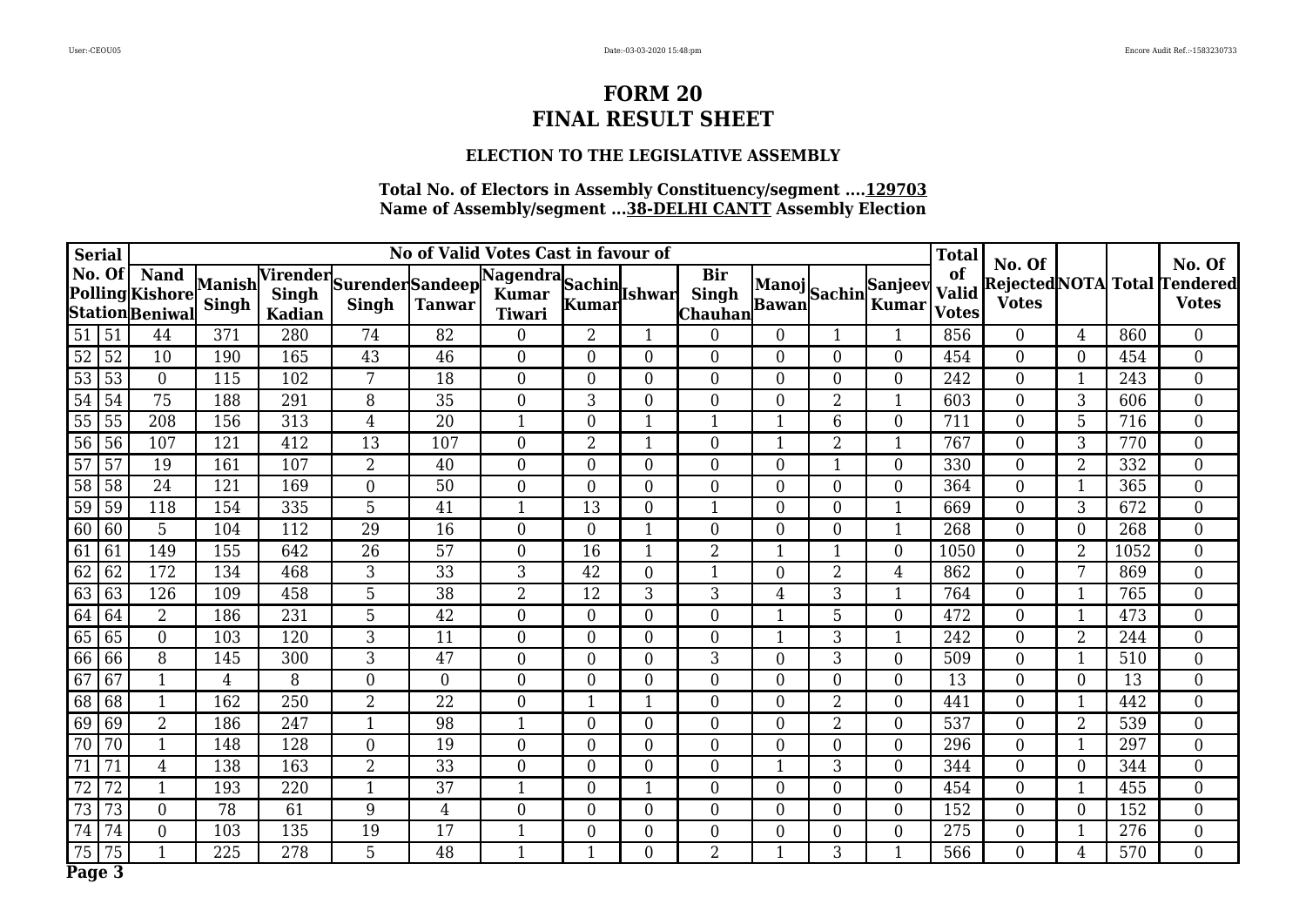# FORM 20
# FINAL RESULT SHEET

### ELECTION TO THE LEGISLATIVE ASSEMBLY

**Total No. of Electors in Assembly Constituency/segment ....129703**
**Name of Assembly/segment ...38-DELHI CANTT Assembly Election**

| Serial | No. Of Polling Station | No of Valid Votes Cast in favour of | | | | | | | | | | | | Total of Valid Votes | No. Of Rejected Votes | NOTA | Total | No. Of Tendered Votes |
|---|---|---|---|---|---|---|---|---|---|---|---|---|---|---|---|---|---|---|
| | | Nand Kishore Beniwal | Manish Singh | Virender Singh Kadian | Surender Singh | Sandeep Tanwar | Nagendra Kumar Tiwari | Sachin Kumar | Ishwar | Bir Singh Chauhan | Manoj Bawan | Sachin | Sanjeev Kumar | | | | | |
| 51 | 51 | 44 | 371 | 280 | 74 | 82 | 0 | 2 | 1 | 0 | 0 | 1 | 1 | 856 | 0 | 4 | 860 | 0 |
| 52 | 52 | 10 | 190 | 165 | 43 | 46 | 0 | 0 | 0 | 0 | 0 | 0 | 0 | 454 | 0 | 0 | 454 | 0 |
| 53 | 53 | 0 | 115 | 102 | 7 | 18 | 0 | 0 | 0 | 0 | 0 | 0 | 0 | 242 | 0 | 1 | 243 | 0 |
| 54 | 54 | 75 | 188 | 291 | 8 | 35 | 0 | 3 | 0 | 0 | 0 | 2 | 1 | 603 | 0 | 3 | 606 | 0 |
| 55 | 55 | 208 | 156 | 313 | 4 | 20 | 1 | 0 | 1 | 1 | 1 | 6 | 0 | 711 | 0 | 5 | 716 | 0 |
| 56 | 56 | 107 | 121 | 412 | 13 | 107 | 0 | 2 | 1 | 0 | 1 | 2 | 1 | 767 | 0 | 3 | 770 | 0 |
| 57 | 57 | 19 | 161 | 107 | 2 | 40 | 0 | 0 | 0 | 0 | 0 | 1 | 0 | 330 | 0 | 2 | 332 | 0 |
| 58 | 58 | 24 | 121 | 169 | 0 | 50 | 0 | 0 | 0 | 0 | 0 | 0 | 0 | 364 | 0 | 1 | 365 | 0 |
| 59 | 59 | 118 | 154 | 335 | 5 | 41 | 1 | 13 | 0 | 1 | 0 | 0 | 1 | 669 | 0 | 3 | 672 | 0 |
| 60 | 60 | 5 | 104 | 112 | 29 | 16 | 0 | 0 | 1 | 0 | 0 | 0 | 1 | 268 | 0 | 0 | 268 | 0 |
| 61 | 61 | 149 | 155 | 642 | 26 | 57 | 0 | 16 | 1 | 2 | 1 | 1 | 0 | 1050 | 0 | 2 | 1052 | 0 |
| 62 | 62 | 172 | 134 | 468 | 3 | 33 | 3 | 42 | 0 | 1 | 0 | 2 | 4 | 862 | 0 | 7 | 869 | 0 |
| 63 | 63 | 126 | 109 | 458 | 5 | 38 | 2 | 12 | 3 | 3 | 4 | 3 | 1 | 764 | 0 | 1 | 765 | 0 |
| 64 | 64 | 2 | 186 | 231 | 5 | 42 | 0 | 0 | 0 | 0 | 1 | 5 | 0 | 472 | 0 | 1 | 473 | 0 |
| 65 | 65 | 0 | 103 | 120 | 3 | 11 | 0 | 0 | 0 | 0 | 1 | 3 | 1 | 242 | 0 | 2 | 244 | 0 |
| 66 | 66 | 8 | 145 | 300 | 3 | 47 | 0 | 0 | 0 | 3 | 0 | 3 | 0 | 509 | 0 | 1 | 510 | 0 |
| 67 | 67 | 1 | 4 | 8 | 0 | 0 | 0 | 0 | 0 | 0 | 0 | 0 | 0 | 13 | 0 | 0 | 13 | 0 |
| 68 | 68 | 1 | 162 | 250 | 2 | 22 | 0 | 1 | 1 | 0 | 0 | 2 | 0 | 441 | 0 | 1 | 442 | 0 |
| 69 | 69 | 2 | 186 | 247 | 1 | 98 | 1 | 0 | 0 | 0 | 0 | 2 | 0 | 537 | 0 | 2 | 539 | 0 |
| 70 | 70 | 1 | 148 | 128 | 0 | 19 | 0 | 0 | 0 | 0 | 0 | 0 | 0 | 296 | 0 | 1 | 297 | 0 |
| 71 | 71 | 4 | 138 | 163 | 2 | 33 | 0 | 0 | 0 | 0 | 1 | 3 | 0 | 344 | 0 | 0 | 344 | 0 |
| 72 | 72 | 1 | 193 | 220 | 1 | 37 | 1 | 0 | 1 | 0 | 0 | 0 | 0 | 454 | 0 | 1 | 455 | 0 |
| 73 | 73 | 0 | 78 | 61 | 9 | 4 | 0 | 0 | 0 | 0 | 0 | 0 | 0 | 152 | 0 | 0 | 152 | 0 |
| 74 | 74 | 0 | 103 | 135 | 19 | 17 | 1 | 0 | 0 | 0 | 0 | 0 | 0 | 275 | 0 | 1 | 276 | 0 |
| 75 | 75 | 1 | 225 | 278 | 5 | 48 | 1 | 1 | 0 | 2 | 1 | 3 | 1 | 566 | 0 | 4 | 570 | 0 |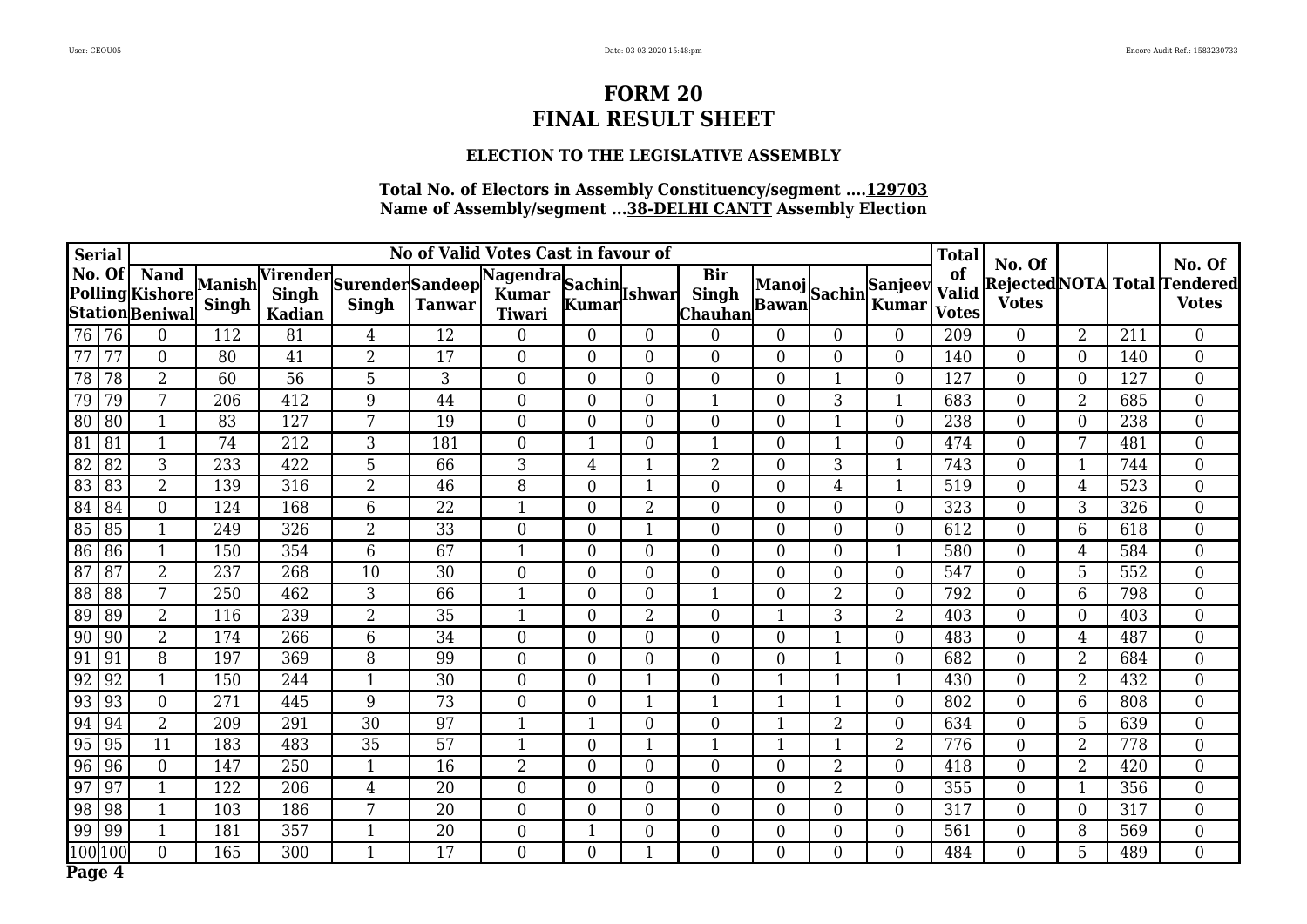# FORM 20
# FINAL RESULT SHEET

### ELECTION TO THE LEGISLATIVE ASSEMBLY

**Total No. of Electors in Assembly Constituency/segment ....129703**
**Name of Assembly/segment ...38-DELHI CANTT Assembly Election**

| Serial | No. Of Polling Station | No of Valid Votes Cast in favour of | | | | | | | | | | | | Total of Valid Votes | No. Of Rejected Votes | NOTA | Total | No. Of Tendered Votes |
|---|---|---|---|---|---|---|---|---|---|---|---|---|---|---|---|---|---|---|
| | | Nand Kishore Beniwal | Manish Singh | Virender Singh Kadian | Surender Singh | Sandeep Tanwar | Nagendra Kumar Tiwari | Sachin Kumar | Ishwar | Bir Singh Chauhan | Manoj Bawan | Sachin | Sanjeev Kumar | | | | | |
| 76 | 76 | 0 | 112 | 81 | 4 | 12 | 0 | 0 | 0 | 0 | 0 | 0 | 0 | 209 | 0 | 2 | 211 | 0 |
| 77 | 77 | 0 | 80 | 41 | 2 | 17 | 0 | 0 | 0 | 0 | 0 | 0 | 0 | 140 | 0 | 0 | 140 | 0 |
| 78 | 78 | 2 | 60 | 56 | 5 | 3 | 0 | 0 | 0 | 0 | 0 | 1 | 0 | 127 | 0 | 0 | 127 | 0 |
| 79 | 79 | 7 | 206 | 412 | 9 | 44 | 0 | 0 | 0 | 1 | 0 | 3 | 1 | 683 | 0 | 2 | 685 | 0 |
| 80 | 80 | 1 | 83 | 127 | 7 | 19 | 0 | 0 | 0 | 0 | 0 | 1 | 0 | 238 | 0 | 0 | 238 | 0 |
| 81 | 81 | 1 | 74 | 212 | 3 | 181 | 0 | 1 | 0 | 1 | 0 | 1 | 0 | 474 | 0 | 7 | 481 | 0 |
| 82 | 82 | 3 | 233 | 422 | 5 | 66 | 3 | 4 | 1 | 2 | 0 | 3 | 1 | 743 | 0 | 1 | 744 | 0 |
| 83 | 83 | 2 | 139 | 316 | 2 | 46 | 8 | 0 | 1 | 0 | 0 | 4 | 1 | 519 | 0 | 4 | 523 | 0 |
| 84 | 84 | 0 | 124 | 168 | 6 | 22 | 1 | 0 | 2 | 0 | 0 | 0 | 0 | 323 | 0 | 3 | 326 | 0 |
| 85 | 85 | 1 | 249 | 326 | 2 | 33 | 0 | 0 | 1 | 0 | 0 | 0 | 0 | 612 | 0 | 6 | 618 | 0 |
| 86 | 86 | 1 | 150 | 354 | 6 | 67 | 1 | 0 | 0 | 0 | 0 | 0 | 1 | 580 | 0 | 4 | 584 | 0 |
| 87 | 87 | 2 | 237 | 268 | 10 | 30 | 0 | 0 | 0 | 0 | 0 | 0 | 0 | 547 | 0 | 5 | 552 | 0 |
| 88 | 88 | 7 | 250 | 462 | 3 | 66 | 1 | 0 | 0 | 1 | 0 | 2 | 0 | 792 | 0 | 6 | 798 | 0 |
| 89 | 89 | 2 | 116 | 239 | 2 | 35 | 1 | 0 | 2 | 0 | 1 | 3 | 2 | 403 | 0 | 0 | 403 | 0 |
| 90 | 90 | 2 | 174 | 266 | 6 | 34 | 0 | 0 | 0 | 0 | 0 | 1 | 0 | 483 | 0 | 4 | 487 | 0 |
| 91 | 91 | 8 | 197 | 369 | 8 | 99 | 0 | 0 | 0 | 0 | 0 | 1 | 0 | 682 | 0 | 2 | 684 | 0 |
| 92 | 92 | 1 | 150 | 244 | 1 | 30 | 0 | 0 | 1 | 0 | 1 | 1 | 1 | 430 | 0 | 2 | 432 | 0 |
| 93 | 93 | 0 | 271 | 445 | 9 | 73 | 0 | 0 | 1 | 1 | 1 | 1 | 0 | 802 | 0 | 6 | 808 | 0 |
| 94 | 94 | 2 | 209 | 291 | 30 | 97 | 1 | 1 | 0 | 0 | 1 | 2 | 0 | 634 | 0 | 5 | 639 | 0 |
| 95 | 95 | 11 | 183 | 483 | 35 | 57 | 1 | 0 | 1 | 1 | 1 | 1 | 2 | 776 | 0 | 2 | 778 | 0 |
| 96 | 96 | 0 | 147 | 250 | 1 | 16 | 2 | 0 | 0 | 0 | 0 | 2 | 0 | 418 | 0 | 2 | 420 | 0 |
| 97 | 97 | 1 | 122 | 206 | 4 | 20 | 0 | 0 | 0 | 0 | 0 | 2 | 0 | 355 | 0 | 1 | 356 | 0 |
| 98 | 98 | 1 | 103 | 186 | 7 | 20 | 0 | 0 | 0 | 0 | 0 | 0 | 0 | 317 | 0 | 0 | 317 | 0 |
| 99 | 99 | 1 | 181 | 357 | 1 | 20 | 0 | 1 | 0 | 0 | 0 | 0 | 0 | 561 | 0 | 8 | 569 | 0 |
| 100 | 100 | 0 | 165 | 300 | 1 | 17 | 0 | 0 | 1 | 0 | 0 | 0 | 0 | 484 | 0 | 5 | 489 | 0 |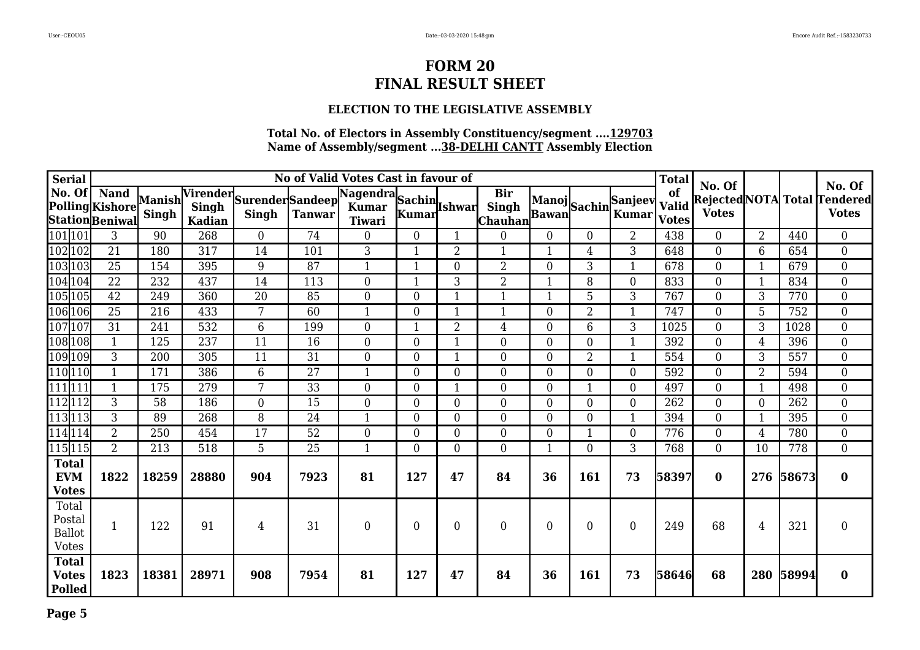# FORM 20
# FINAL RESULT SHEET

### ELECTION TO THE LEGISLATIVE ASSEMBLY

**Total No. of Electors in Assembly Constituency/segment ....129703**
**Name of Assembly/segment ...38-DELHI CANTT Assembly Election**

| Serial No. Of Polling Station | | Nand Kishore Beniwal | Manish Singh | Virender Singh Kadian | Surender Singh | Sandeep Tanwar | Nagendra Kumar Tiwari | Sachin Kumar | Ishwar | Bir Singh Chauhan | Manoj Bawan | Sachin | Sanjeev Kumar | Total of Valid Votes | No. Of Rejected Votes | NOTA | Total | No. Of Tendered Votes |
|---|---|---|---|---|---|---|---|---|---|---|---|---|---|---|---|---|---|---|
| | | No of Valid Votes Cast in favour of | | | | | | | | | | | | | | | | |
| 101 | 101 | 3 | 90 | 268 | 0 | 74 | 0 | 0 | 1 | 0 | 0 | 0 | 2 | 438 | 0 | 2 | 440 | 0 |
| 102 | 102 | 21 | 180 | 317 | 14 | 101 | 3 | 1 | 2 | 1 | 1 | 4 | 3 | 648 | 0 | 6 | 654 | 0 |
| 103 | 103 | 25 | 154 | 395 | 9 | 87 | 1 | 1 | 0 | 2 | 0 | 3 | 1 | 678 | 0 | 1 | 679 | 0 |
| 104 | 104 | 22 | 232 | 437 | 14 | 113 | 0 | 1 | 3 | 2 | 1 | 8 | 0 | 833 | 0 | 1 | 834 | 0 |
| 105 | 105 | 42 | 249 | 360 | 20 | 85 | 0 | 0 | 1 | 1 | 1 | 5 | 3 | 767 | 0 | 3 | 770 | 0 |
| 106 | 106 | 25 | 216 | 433 | 7 | 60 | 1 | 0 | 1 | 1 | 0 | 2 | 1 | 747 | 0 | 5 | 752 | 0 |
| 107 | 107 | 31 | 241 | 532 | 6 | 199 | 0 | 1 | 2 | 4 | 0 | 6 | 3 | 1025 | 0 | 3 | 1028 | 0 |
| 108 | 108 | 1 | 125 | 237 | 11 | 16 | 0 | 0 | 1 | 0 | 0 | 0 | 1 | 392 | 0 | 4 | 396 | 0 |
| 109 | 109 | 3 | 200 | 305 | 11 | 31 | 0 | 0 | 1 | 0 | 0 | 2 | 1 | 554 | 0 | 3 | 557 | 0 |
| 110 | 110 | 1 | 171 | 386 | 6 | 27 | 1 | 0 | 0 | 0 | 0 | 0 | 0 | 592 | 0 | 2 | 594 | 0 |
| 111 | 111 | 1 | 175 | 279 | 7 | 33 | 0 | 0 | 1 | 0 | 0 | 1 | 0 | 497 | 0 | 1 | 498 | 0 |
| 112 | 112 | 3 | 58 | 186 | 0 | 15 | 0 | 0 | 0 | 0 | 0 | 0 | 0 | 262 | 0 | 0 | 262 | 0 |
| 113 | 113 | 3 | 89 | 268 | 8 | 24 | 1 | 0 | 0 | 0 | 0 | 0 | 1 | 394 | 0 | 1 | 395 | 0 |
| 114 | 114 | 2 | 250 | 454 | 17 | 52 | 0 | 0 | 0 | 0 | 0 | 1 | 0 | 776 | 0 | 4 | 780 | 0 |
| 115 | 115 | 2 | 213 | 518 | 5 | 25 | 1 | 0 | 0 | 0 | 1 | 0 | 3 | 768 | 0 | 10 | 778 | 0 |
| **Total EVM Votes** | | **1822** | **18259** | **28880** | **904** | **7923** | **81** | **127** | **47** | **84** | **36** | **161** | **73** | **58397** | **0** | **276** | **58673** | **0** |
| Total Postal Ballot Votes | | 1 | 122 | 91 | 4 | 31 | 0 | 0 | 0 | 0 | 0 | 0 | 0 | 249 | 68 | 4 | 321 | 0 |
| **Total Votes Polled** | | **1823** | **18381** | **28971** | **908** | **7954** | **81** | **127** | **47** | **84** | **36** | **161** | **73** | **58646** | **68** | **280** | **58994** | **0** |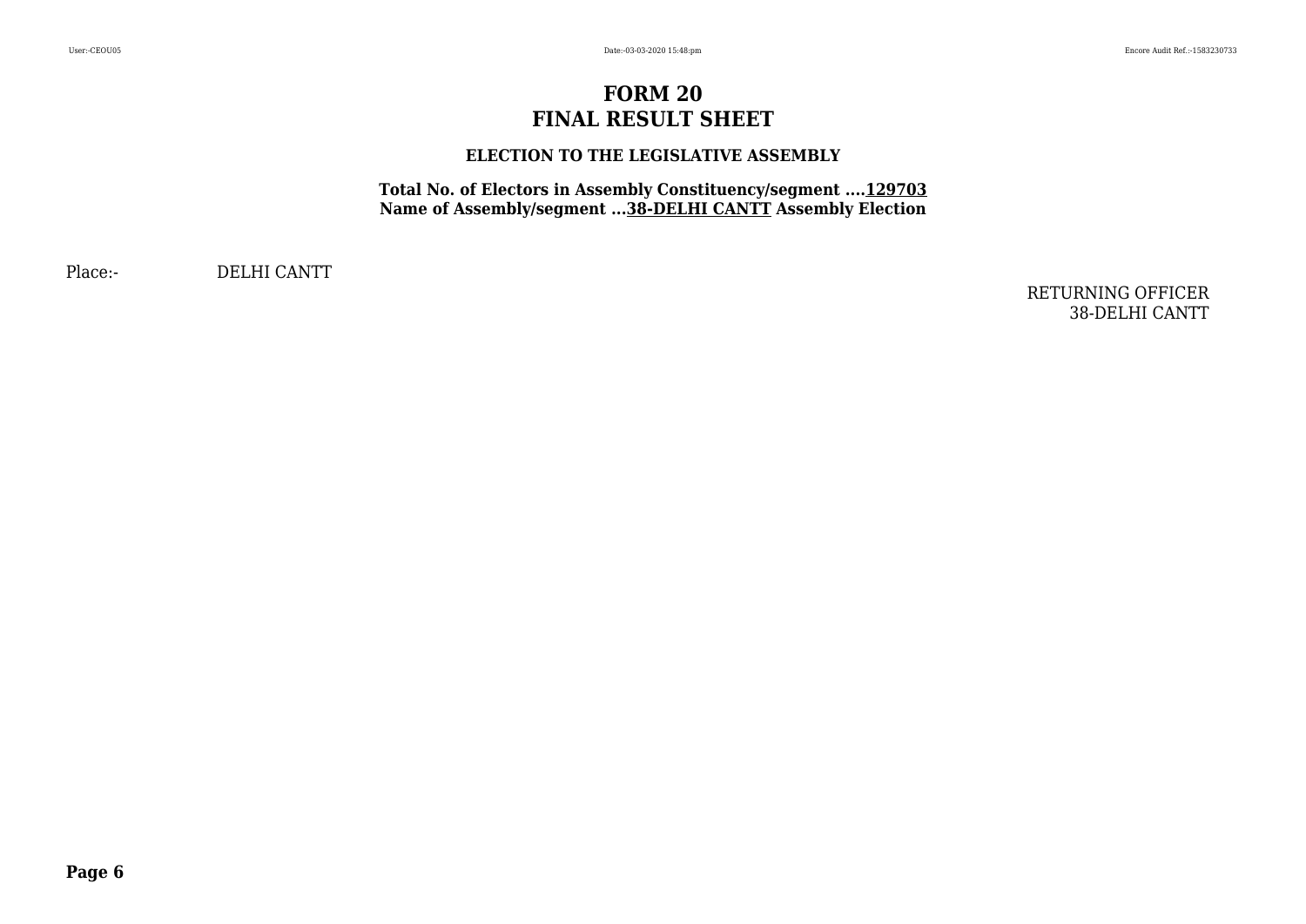# FORM 20
# FINAL RESULT SHEET

### ELECTION TO THE LEGISLATIVE ASSEMBLY

**Total No. of Electors in Assembly Constituency/segment ....129703**
**Name of Assembly/segment ...38-DELHI CANTT Assembly Election**

Place:- DELHI CANTT

RETURNING OFFICER
38-DELHI CANTT